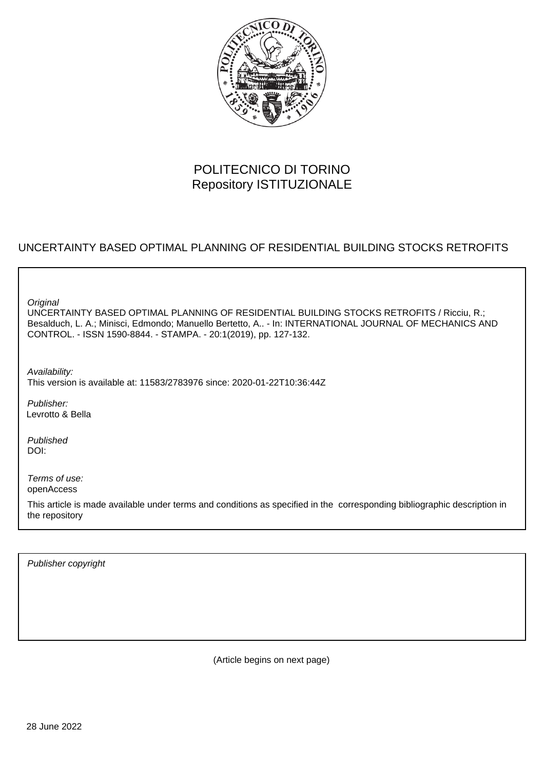POLITECNICO DI TORINO
Repository ISTITUZIONALE

# UNCERTAINTY BASED OPTIMAL PLANNING OF RESIDENTIAL BUILDING STOCKS RETROFITS

*Original*
UNCERTAINTY BASED OPTIMAL PLANNING OF RESIDENTIAL BUILDING STOCKS RETROFITS / Ricciu, R.; Besalduch, L. A.; Minisci, Edmondo; Manuello Bertetto, A.. - In: INTERNATIONAL JOURNAL OF MECHANICS AND CONTROL. - ISSN 1590-8844. - STAMPA. - 20:1(2019), pp. 127-132.

*Availability:*
This version is available at: 11583/2783976 since: 2020-01-22T10:36:44Z

*Publisher:*
Levrotto & Bella

*Published*
DOI:

*Terms of use:*
openAccess

This article is made available under terms and conditions as specified in the corresponding bibliographic description in the repository

*Publisher copyright*

(Article begins on next page)

28 June 2022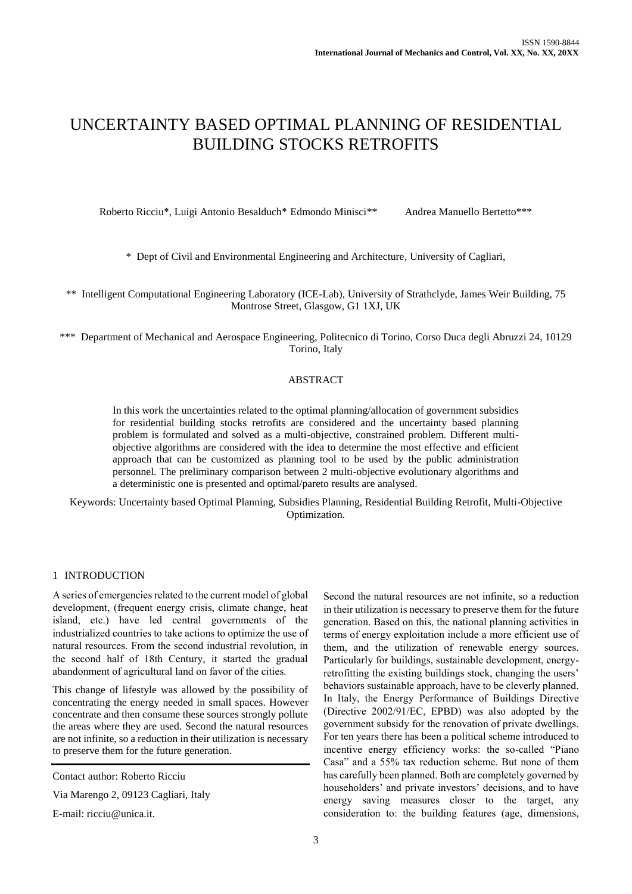# UNCERTAINTY BASED OPTIMAL PLANNING OF RESIDENTIAL BUILDING STOCKS RETROFITS

Roberto Ricciu*, Luigi Antonio Besalduch* Edmondo Minisci** Andrea Manuello Bertetto***

\* Dept of Civil and Environmental Engineering and Architecture, University of Cagliari,

\** Intelligent Computational Engineering Laboratory (ICE-Lab), University of Strathclyde, James Weir Building, 75 Montrose Street, Glasgow, G1 1XJ, UK

\*** Department of Mechanical and Aerospace Engineering, Politecnico di Torino, Corso Duca degli Abruzzi 24, 10129 Torino, Italy

## ABSTRACT

In this work the uncertainties related to the optimal planning/allocation of government subsidies for residential building stocks retrofits are considered and the uncertainty based planning problem is formulated and solved as a multi-objective, constrained problem. Different multi-objective algorithms are considered with the idea to determine the most effective and efficient approach that can be customized as planning tool to be used by the public administration personnel. The preliminary comparison between 2 multi-objective evolutionary algorithms and a deterministic one is presented and optimal/pareto results are analysed.

Keywords: Uncertainty based Optimal Planning, Subsidies Planning, Residential Building Retrofit, Multi-Objective Optimization.

## 1 INTRODUCTION

A series of emergencies related to the current model of global development, (frequent energy crisis, climate change, heat island, etc.) have led central governments of the industrialized countries to take actions to optimize the use of natural resources. From the second industrial revolution, in the second half of 18th Century, it started the gradual abandonment of agricultural land on favor of the cities.

This change of lifestyle was allowed by the possibility of concentrating the energy needed in small spaces. However concentrate and then consume these sources strongly pollute the areas where they are used. Second the natural resources are not infinite, so a reduction in their utilization is necessary to preserve them for the future generation.

Contact author: Roberto Ricciu

Via Marengo 2, 09123 Cagliari, Italy

E-mail: ricciu@unica.it.

Second the natural resources are not infinite, so a reduction in their utilization is necessary to preserve them for the future generation. Based on this, the national planning activities in terms of energy exploitation include a more efficient use of them, and the utilization of renewable energy sources. Particularly for buildings, sustainable development, energy-retrofitting the existing buildings stock, changing the users' behaviors sustainable approach, have to be cleverly planned. In Italy, the Energy Performance of Buildings Directive (Directive 2002/91/EC, EPBD) was also adopted by the government subsidy for the renovation of private dwellings. For ten years there has been a political scheme introduced to incentive energy efficiency works: the so-called "Piano Casa" and a 55% tax reduction scheme. But none of them has carefully been planned. Both are completely governed by householders' and private investors' decisions, and to have energy saving measures closer to the target, any consideration to: the building features (age, dimensions,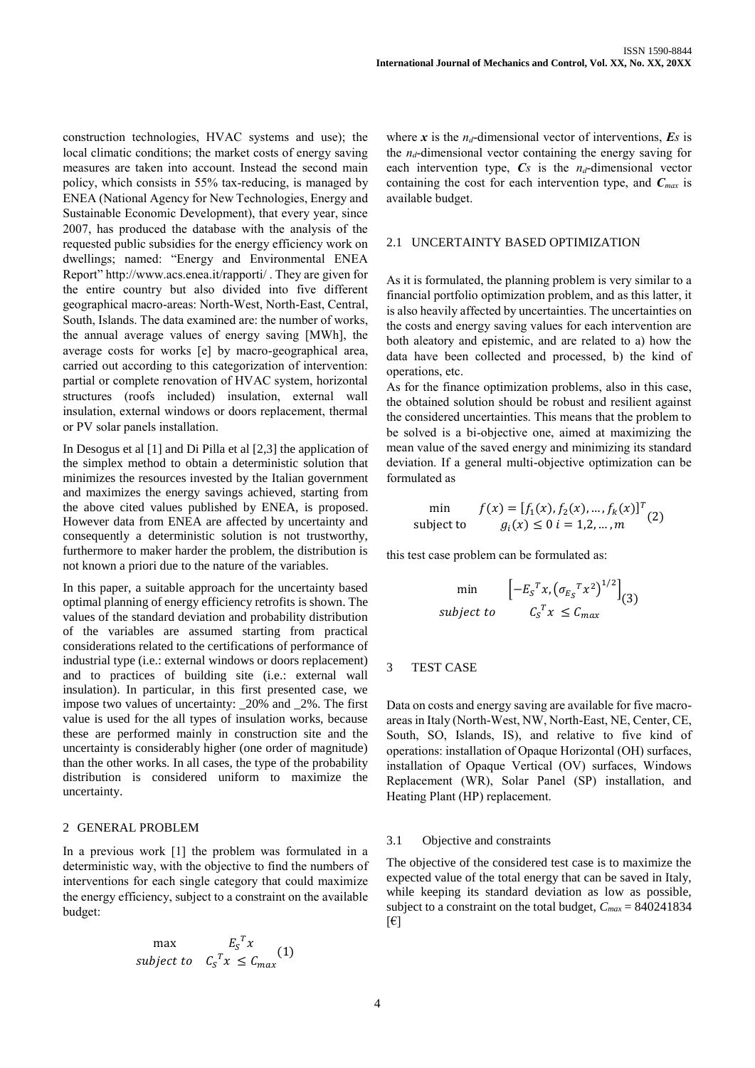construction technologies, HVAC systems and use); the local climatic conditions; the market costs of energy saving measures are taken into account. Instead the second main policy, which consists in 55% tax-reducing, is managed by ENEA (National Agency for New Technologies, Energy and Sustainable Economic Development), that every year, since 2007, has produced the database with the analysis of the requested public subsidies for the energy efficiency work on dwellings; named: "Energy and Environmental ENEA Report" http://www.acs.enea.it/rapporti/ . They are given for the entire country but also divided into five different geographical macro-areas: North-West, North-East, Central, South, Islands. The data examined are: the number of works, the annual average values of energy saving [MWh], the average costs for works [e] by macro-geographical area, carried out according to this categorization of intervention: partial or complete renovation of HVAC system, horizontal structures (roofs included) insulation, external wall insulation, external windows or doors replacement, thermal or PV solar panels installation.

In Desogus et al [1] and Di Pilla et al [2,3] the application of the simplex method to obtain a deterministic solution that minimizes the resources invested by the Italian government and maximizes the energy savings achieved, starting from the above cited values published by ENEA, is proposed. However data from ENEA are affected by uncertainty and consequently a deterministic solution is not trustworthy, furthermore to maker harder the problem, the distribution is not known a priori due to the nature of the variables.

In this paper, a suitable approach for the uncertainty based optimal planning of energy efficiency retrofits is shown. The values of the standard deviation and probability distribution of the variables are assumed starting from practical considerations related to the certifications of performance of industrial type (i.e.: external windows or doors replacement) and to practices of building site (i.e.: external wall insulation). In particular, in this first presented case, we impose two values of uncertainty: _20% and _2%. The first value is used for the all types of insulation works, because these are performed mainly in construction site and the uncertainty is considerably higher (one order of magnitude) than the other works. In all cases, the type of the probability distribution is considered uniform to maximize the uncertainty.

## 2 GENERAL PROBLEM

In a previous work [1] the problem was formulated in a deterministic way, with the objective to find the numbers of interventions for each single category that could maximize the energy efficiency, subject to a constraint on the available budget:

$$\begin{array}{ll} \max & E_S^T x \\ subject\ to & C_S^T x \leq C_{max} \end{array} \quad (1)$$

where $\boldsymbol{x}$ is the $n_d$-dimensional vector of interventions, $\boldsymbol{Es}$ is the $n_d$-dimensional vector containing the energy saving for each intervention type, $\boldsymbol{Cs}$ is the $n_d$-dimensional vector containing the cost for each intervention type, and $\boldsymbol{C_{max}}$ is available budget.

### 2.1 UNCERTAINTY BASED OPTIMIZATION

As it is formulated, the planning problem is very similar to a financial portfolio optimization problem, and as this latter, it is also heavily affected by uncertainties. The uncertainties on the costs and energy saving values for each intervention are both aleatory and epistemic, and are related to a) how the data have been collected and processed, b) the kind of operations, etc.

As for the finance optimization problems, also in this case, the obtained solution should be robust and resilient against the considered uncertainties. This means that the problem to be solved is a bi-objective one, aimed at maximizing the mean value of the saved energy and minimizing its standard deviation. If a general multi-objective optimization can be formulated as

$$\begin{array}{ll} \min & f(x) = [f_1(x), f_2(x), \ldots, f_k(x)]^T \\ \text{subject to} & g_i(x) \leq 0 \ i = 1,2,\ldots,m \end{array} \quad (2)$$

this test case problem can be formulated as:

$$\begin{array}{ll} \min & \left[-E_S^T x, \left(\sigma_{E_S}{}^T x^2\right)^{1/2}\right] \\ subject\ to & C_S^T x \leq C_{max} \end{array} \quad (3)$$

## 3 TEST CASE

Data on costs and energy saving are available for five macro-areas in Italy (North-West, NW, North-East, NE, Center, CE, South, SO, Islands, IS), and relative to five kind of operations: installation of Opaque Horizontal (OH) surfaces, installation of Opaque Vertical (OV) surfaces, Windows Replacement (WR), Solar Panel (SP) installation, and Heating Plant (HP) replacement.

### 3.1 Objective and constraints

The objective of the considered test case is to maximize the expected value of the total energy that can be saved in Italy, while keeping its standard deviation as low as possible, subject to a constraint on the total budget, $C_{max}$ = 840241834 [€]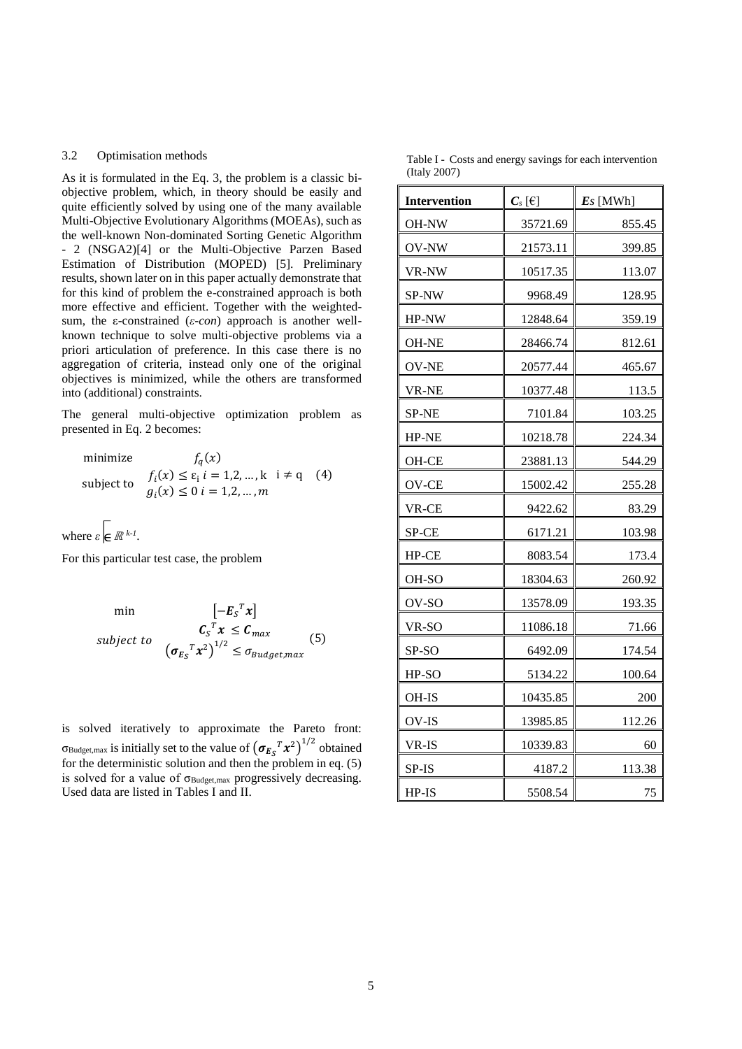### 3.2 Optimisation methods

As it is formulated in the Eq. 3, the problem is a classic bi-objective problem, which, in theory should be easily and quite efficiently solved by using one of the many available Multi-Objective Evolutionary Algorithms (MOEAs), such as the well-known Non-dominated Sorting Genetic Algorithm - 2 (NSGA2)[4] or the Multi-Objective Parzen Based Estimation of Distribution (MOPED) [5]. Preliminary results, shown later on in this paper actually demonstrate that for this kind of problem the e-constrained approach is both more effective and efficient. Together with the weighted-sum, the ε-constrained (*ε-con*) approach is another well-known technique to solve multi-objective problems via a priori articulation of preference. In this case there is no aggregation of criteria, instead only one of the original objectives is minimized, while the others are transformed into (additional) constraints.

The general multi-objective optimization problem as presented in Eq. 2 becomes:

$$
\begin{aligned}
\text{minimize} \quad & f_q(x) \\
\text{subject to} \quad & f_i(x) \leq \varepsilon_i \; i = 1,2,\dots,k \quad i \neq q \\
& g_i(x) \leq 0 \; i = 1,2,\dots,m
\end{aligned}
\qquad (4)
$$

where $\varepsilon \in \mathbb{R}^{k-1}$.

For this particular test case, the problem

$$
\begin{aligned}
\min \quad & \left[-\boldsymbol{E}_S{}^T \boldsymbol{x}\right] \\
\textit{subject to} \quad & \boldsymbol{C}_S{}^T \boldsymbol{x} \leq \boldsymbol{C}_{max} \\
& \left(\boldsymbol{\sigma}_{\boldsymbol{E}_S}{}^T \boldsymbol{x}^2\right)^{1/2} \leq \sigma_{Budget,max}
\end{aligned}
\qquad (5)
$$

is solved iteratively to approximate the Pareto front: $\sigma_{Budget,max}$ is initially set to the value of $\left(\boldsymbol{\sigma}_{\boldsymbol{E}_S}{}^T \boldsymbol{x}^2\right)^{1/2}$ obtained for the deterministic solution and then the problem in eq. (5) is solved for a value of $\sigma_{Budget,max}$ progressively decreasing. Used data are listed in Tables I and II.

Table I - Costs and energy savings for each intervention (Italy 2007)

| Intervention | $C_s$ [€] | $E_s$ [MWh] |
|---|---|---|
| OH-NW | 35721.69 | 855.45 |
| OV-NW | 21573.11 | 399.85 |
| VR-NW | 10517.35 | 113.07 |
| SP-NW | 9968.49 | 128.95 |
| HP-NW | 12848.64 | 359.19 |
| OH-NE | 28466.74 | 812.61 |
| OV-NE | 20577.44 | 465.67 |
| VR-NE | 10377.48 | 113.5 |
| SP-NE | 7101.84 | 103.25 |
| HP-NE | 10218.78 | 224.34 |
| OH-CE | 23881.13 | 544.29 |
| OV-CE | 15002.42 | 255.28 |
| VR-CE | 9422.62 | 83.29 |
| SP-CE | 6171.21 | 103.98 |
| HP-CE | 8083.54 | 173.4 |
| OH-SO | 18304.63 | 260.92 |
| OV-SO | 13578.09 | 193.35 |
| VR-SO | 11086.18 | 71.66 |
| SP-SO | 6492.09 | 174.54 |
| HP-SO | 5134.22 | 100.64 |
| OH-IS | 10435.85 | 200 |
| OV-IS | 13985.85 | 112.26 |
| VR-IS | 10339.83 | 60 |
| SP-IS | 4187.2 | 113.38 |
| HP-IS | 5508.54 | 75 |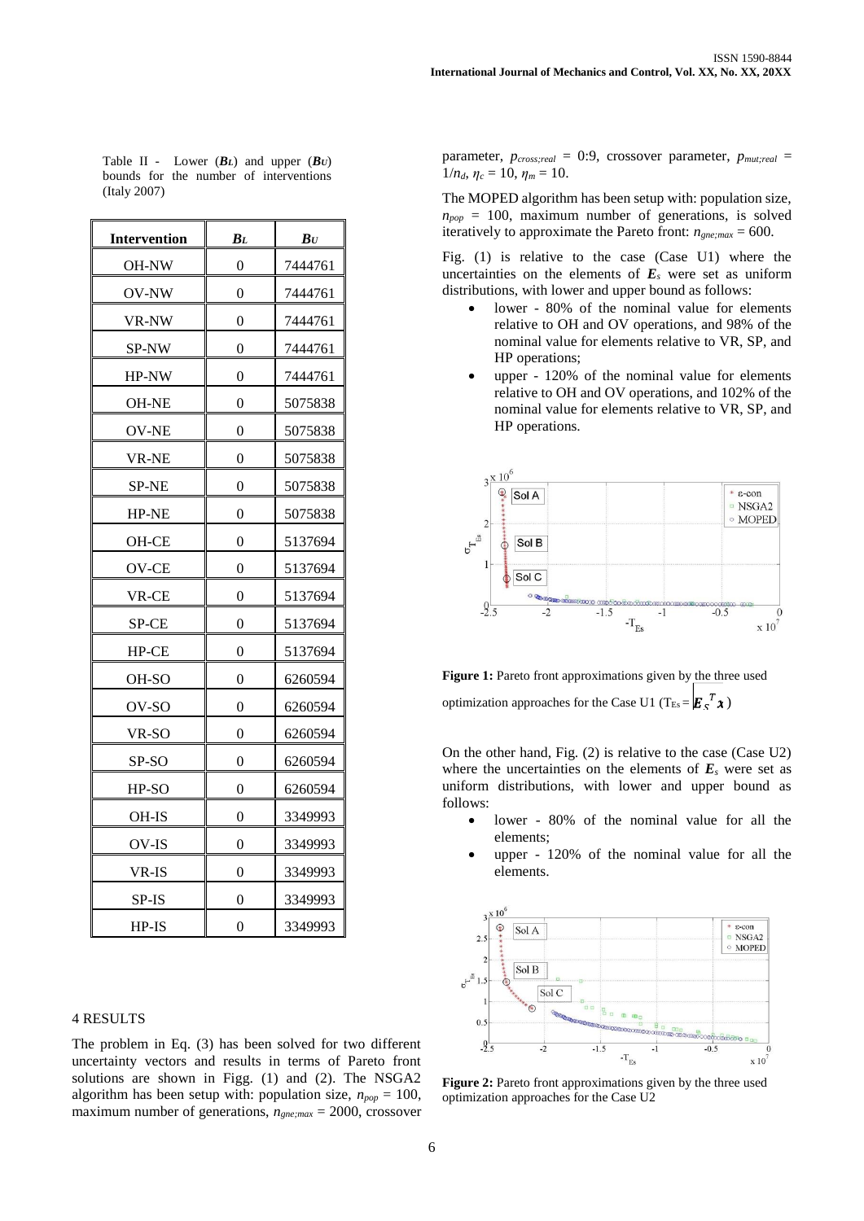Table II - Lower ($\boldsymbol{B_L}$) and upper ($\boldsymbol{B_U}$) bounds for the number of interventions (Italy 2007)

| Intervention | $\boldsymbol{B_L}$ | $\boldsymbol{B_U}$ |
|---|---|---|
| OH-NW | 0 | 7444761 |
| OV-NW | 0 | 7444761 |
| VR-NW | 0 | 7444761 |
| SP-NW | 0 | 7444761 |
| HP-NW | 0 | 7444761 |
| OH-NE | 0 | 5075838 |
| OV-NE | 0 | 5075838 |
| VR-NE | 0 | 5075838 |
| SP-NE | 0 | 5075838 |
| HP-NE | 0 | 5075838 |
| OH-CE | 0 | 5137694 |
| OV-CE | 0 | 5137694 |
| VR-CE | 0 | 5137694 |
| SP-CE | 0 | 5137694 |
| HP-CE | 0 | 5137694 |
| OH-SO | 0 | 6260594 |
| OV-SO | 0 | 6260594 |
| VR-SO | 0 | 6260594 |
| SP-SO | 0 | 6260594 |
| HP-SO | 0 | 6260594 |
| OH-IS | 0 | 3349993 |
| OV-IS | 0 | 3349993 |
| VR-IS | 0 | 3349993 |
| SP-IS | 0 | 3349993 |
| HP-IS | 0 | 3349993 |

## 4 RESULTS

The problem in Eq. (3) has been solved for two different uncertainty vectors and results in terms of Pareto front solutions are shown in Figg. (1) and (2). The NSGA2 algorithm has been setup with: population size, $n_{pop}$ = 100, maximum number of generations, $n_{gne;max}$ = 2000, crossover parameter, $p_{cross;real}$ = 0:9, crossover parameter, $p_{mut;real}$ = $1/n_d$, $\eta_c$ = 10, $\eta_m$ = 10.

The MOPED algorithm has been setup with: population size, $n_{pop}$ = 100, maximum number of generations, is solved iteratively to approximate the Pareto front: $n_{gne;max}$ = 600.

Fig. (1) is relative to the case (Case U1) where the uncertainties on the elements of $\boldsymbol{E}_s$ were set as uniform distributions, with lower and upper bound as follows:

- lower - 80% of the nominal value for elements relative to OH and OV operations, and 98% of the nominal value for elements relative to VR, SP, and HP operations;
- upper - 120% of the nominal value for elements relative to OH and OV operations, and 102% of the nominal value for elements relative to VR, SP, and HP operations.

**Figure 1:** Pareto front approximations given by the three used optimization approaches for the Case U1 ($T_{Es} = \boldsymbol{E}_S^T \boldsymbol{x}$)

On the other hand, Fig. (2) is relative to the case (Case U2) where the uncertainties on the elements of $\boldsymbol{E}_s$ were set as uniform distributions, with lower and upper bound as follows:

- lower - 80% of the nominal value for all the elements;
- upper - 120% of the nominal value for all the elements.

**Figure 2:** Pareto front approximations given by the three used optimization approaches for the Case U2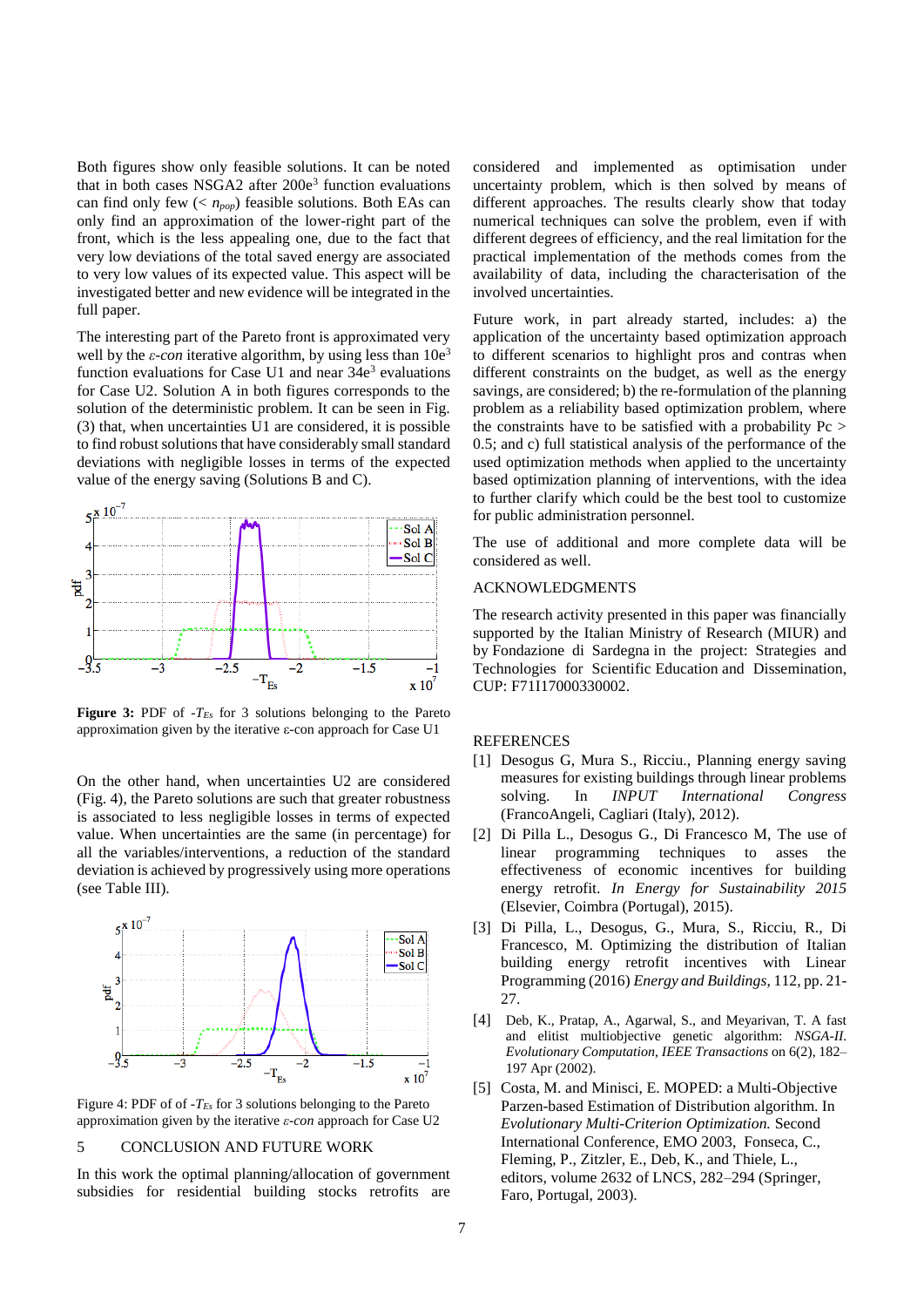Both figures show only feasible solutions. It can be noted that in both cases NSGA2 after 200e[3] function evaluations can find only few (< $n_{pop}$) feasible solutions. Both EAs can only find an approximation of the lower-right part of the front, which is the less appealing one, due to the fact that very low deviations of the total saved energy are associated to very low values of its expected value. This aspect will be investigated better and new evidence will be integrated in the full paper.

The interesting part of the Pareto front is approximated very well by the *ε-con* iterative algorithm, by using less than 10e[3] function evaluations for Case U1 and near 34e[3] evaluations for Case U2. Solution A in both figures corresponds to the solution of the deterministic problem. It can be seen in Fig. (3) that, when uncertainties U1 are considered, it is possible to find robust solutions that have considerably small standard deviations with negligible losses in terms of the expected value of the energy saving (Solutions B and C).

**Figure 3:** PDF of -$T_{Es}$ for 3 solutions belonging to the Pareto approximation given by the iterative ε-con approach for Case U1

On the other hand, when uncertainties U2 are considered (Fig. 4), the Pareto solutions are such that greater robustness is associated to less negligible losses in terms of expected value. When uncertainties are the same (in percentage) for all the variables/interventions, a reduction of the standard deviation is achieved by progressively using more operations (see Table III).

Figure 4: PDF of of -$T_{Es}$ for 3 solutions belonging to the Pareto approximation given by the iterative *ε-con* approach for Case U2

## 5 CONCLUSION AND FUTURE WORK

In this work the optimal planning/allocation of government subsidies for residential building stocks retrofits are considered and implemented as optimisation under uncertainty problem, which is then solved by means of different approaches. The results clearly show that today numerical techniques can solve the problem, even if with different degrees of efficiency, and the real limitation for the practical implementation of the methods comes from the availability of data, including the characterisation of the involved uncertainties.

Future work, in part already started, includes: a) the application of the uncertainty based optimization approach to different scenarios to highlight pros and contras when different constraints on the budget, as well as the energy savings, are considered; b) the re-formulation of the planning problem as a reliability based optimization problem, where the constraints have to be satisfied with a probability Pc > 0.5; and c) full statistical analysis of the performance of the used optimization methods when applied to the uncertainty based optimization planning of interventions, with the idea to further clarify which could be the best tool to customize for public administration personnel.

The use of additional and more complete data will be considered as well.

## ACKNOWLEDGMENTS

The research activity presented in this paper was financially supported by the Italian Ministry of Research (MIUR) and by Fondazione di Sardegna in the project: Strategies and Technologies for Scientific Education and Dissemination, CUP: F71I17000330002.

## REFERENCES

[1] Desogus G, Mura S., Ricciu., Planning energy saving measures for existing buildings through linear problems solving. In *INPUT International Congress* (FrancoAngeli, Cagliari (Italy), 2012).

[2] Di Pilla L., Desogus G., Di Francesco M, The use of linear programming techniques to asses the effectiveness of economic incentives for building energy retrofit. *In Energy for Sustainability 2015* (Elsevier, Coimbra (Portugal), 2015).

[3] Di Pilla, L., Desogus, G., Mura, S., Ricciu, R., Di Francesco, M. Optimizing the distribution of Italian building energy retrofit incentives with Linear Programming (2016) *Energy and Buildings*, 112, pp. 21-27.

[4] Deb, K., Pratap, A., Agarwal, S., and Meyarivan, T. A fast and elitist multiobjective genetic algorithm: *NSGA-II. Evolutionary Computation, IEEE Transactions* on 6(2), 182–197 Apr (2002).

[5] Costa, M. and Minisci, E. MOPED: a Multi-Objective Parzen-based Estimation of Distribution algorithm. In *Evolutionary Multi-Criterion Optimization.* Second International Conference, EMO 2003, Fonseca, C., Fleming, P., Zitzler, E., Deb, K., and Thiele, L., editors, volume 2632 of LNCS, 282–294 (Springer, Faro, Portugal, 2003).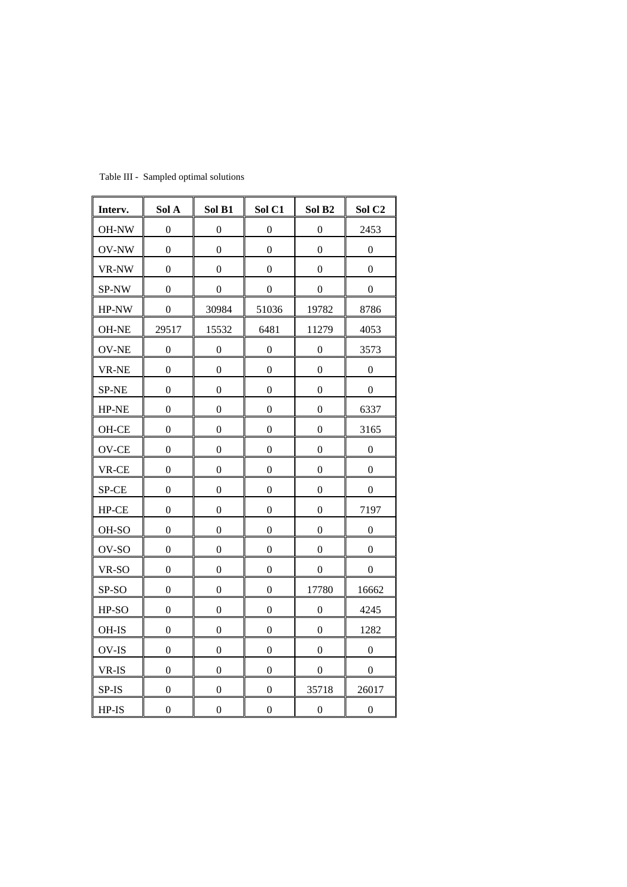Table III - Sampled optimal solutions

| Interv. | Sol A | Sol B1 | Sol C1 | Sol B2 | Sol C2 |
|---|---|---|---|---|---|
| OH-NW | 0 | 0 | 0 | 0 | 2453 |
| OV-NW | 0 | 0 | 0 | 0 | 0 |
| VR-NW | 0 | 0 | 0 | 0 | 0 |
| SP-NW | 0 | 0 | 0 | 0 | 0 |
| HP-NW | 0 | 30984 | 51036 | 19782 | 8786 |
| OH-NE | 29517 | 15532 | 6481 | 11279 | 4053 |
| OV-NE | 0 | 0 | 0 | 0 | 3573 |
| VR-NE | 0 | 0 | 0 | 0 | 0 |
| SP-NE | 0 | 0 | 0 | 0 | 0 |
| HP-NE | 0 | 0 | 0 | 0 | 6337 |
| OH-CE | 0 | 0 | 0 | 0 | 3165 |
| OV-CE | 0 | 0 | 0 | 0 | 0 |
| VR-CE | 0 | 0 | 0 | 0 | 0 |
| SP-CE | 0 | 0 | 0 | 0 | 0 |
| HP-CE | 0 | 0 | 0 | 0 | 7197 |
| OH-SO | 0 | 0 | 0 | 0 | 0 |
| OV-SO | 0 | 0 | 0 | 0 | 0 |
| VR-SO | 0 | 0 | 0 | 0 | 0 |
| SP-SO | 0 | 0 | 0 | 17780 | 16662 |
| HP-SO | 0 | 0 | 0 | 0 | 4245 |
| OH-IS | 0 | 0 | 0 | 0 | 1282 |
| OV-IS | 0 | 0 | 0 | 0 | 0 |
| VR-IS | 0 | 0 | 0 | 0 | 0 |
| SP-IS | 0 | 0 | 0 | 35718 | 26017 |
| HP-IS | 0 | 0 | 0 | 0 | 0 |